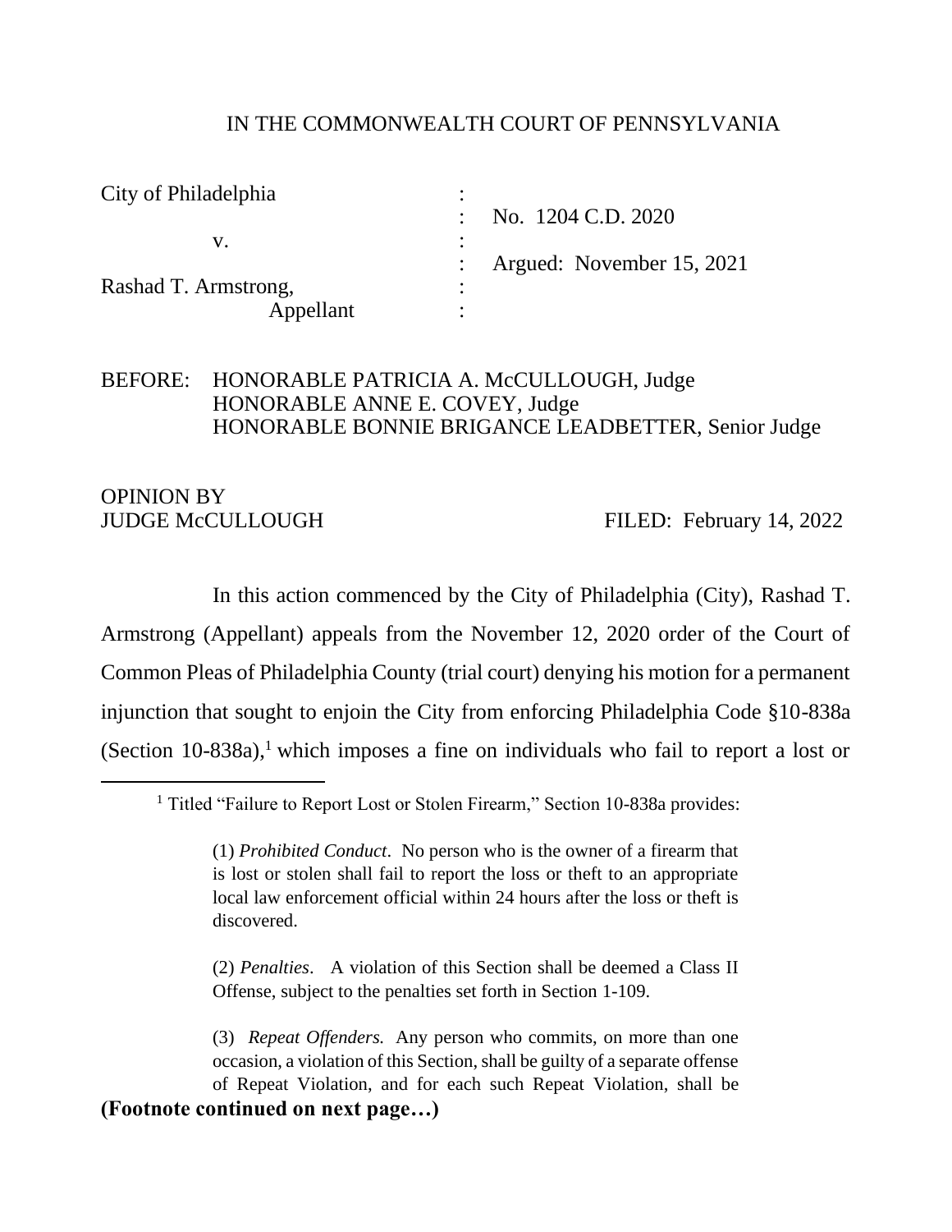IN THE COMMONWEALTH COURT OF PENNSYLVANIA

| | | |
|---|---|---|
| City of Philadelphia | : | |
| | : | No. 1204 C.D. 2020 |
| v. | : | |
| | : | Argued: November 15, 2021 |
| Rashad T. Armstrong, | : | |
| Appellant | : | |

BEFORE: HONORABLE PATRICIA A. McCULLOUGH, Judge
HONORABLE ANNE E. COVEY, Judge
HONORABLE BONNIE BRIGANCE LEADBETTER, Senior Judge

OPINION BY
JUDGE McCULLOUGH FILED: February 14, 2022

In this action commenced by the City of Philadelphia (City), Rashad T. Armstrong (Appellant) appeals from the November 12, 2020 order of the Court of Common Pleas of Philadelphia County (trial court) denying his motion for a permanent injunction that sought to enjoin the City from enforcing Philadelphia Code §10-838a (Section 10-838a),[1] which imposes a fine on individuals who fail to report a lost or

---

[1] Titled "Failure to Report Lost or Stolen Firearm," Section 10-838a provides:

> (1) *Prohibited Conduct*. No person who is the owner of a firearm that is lost or stolen shall fail to report the loss or theft to an appropriate local law enforcement official within 24 hours after the loss or theft is discovered.
>
> (2) *Penalties*. A violation of this Section shall be deemed a Class II Offense, subject to the penalties set forth in Section 1-109.
>
> (3) *Repeat Offenders.* Any person who commits, on more than one occasion, a violation of this Section, shall be guilty of a separate offense of Repeat Violation, and for each such Repeat Violation, shall be

**(Footnote continued on next page…)**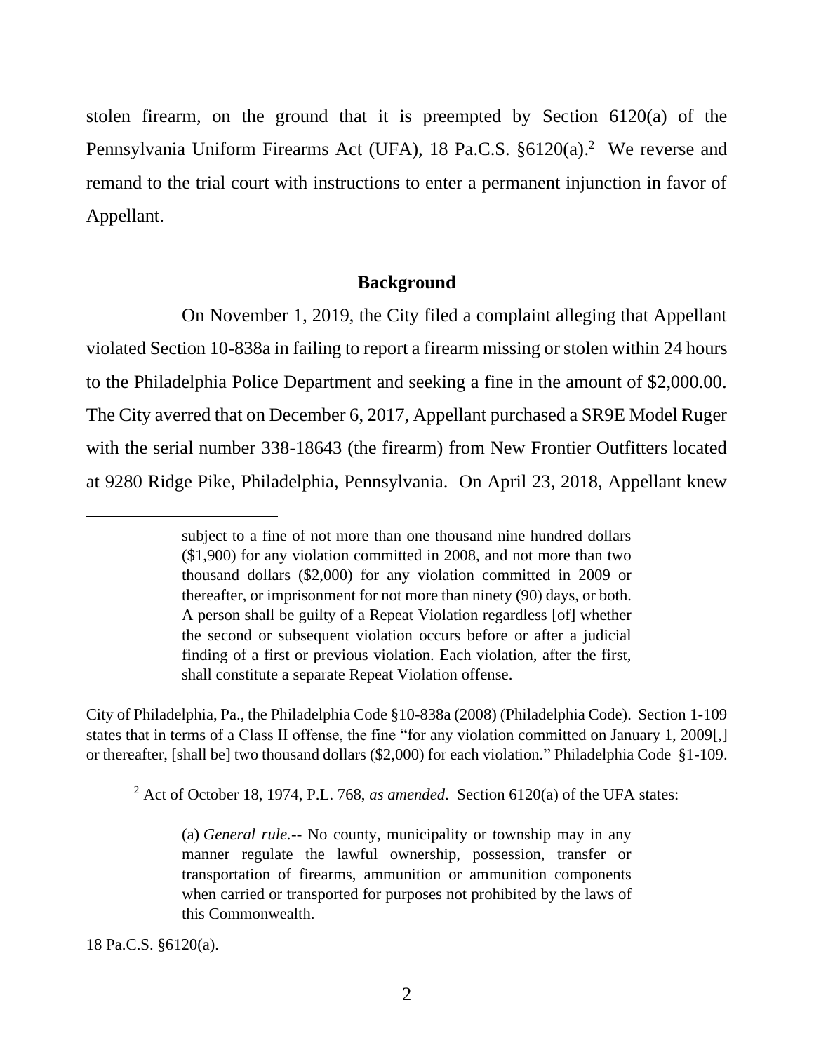stolen firearm, on the ground that it is preempted by Section 6120(a) of the Pennsylvania Uniform Firearms Act (UFA), 18 Pa.C.S. §6120(a).[2] We reverse and remand to the trial court with instructions to enter a permanent injunction in favor of Appellant.

## Background

On November 1, 2019, the City filed a complaint alleging that Appellant violated Section 10-838a in failing to report a firearm missing or stolen within 24 hours to the Philadelphia Police Department and seeking a fine in the amount of $2,000.00. The City averred that on December 6, 2017, Appellant purchased a SR9E Model Ruger with the serial number 338-18643 (the firearm) from New Frontier Outfitters located at 9280 Ridge Pike, Philadelphia, Pennsylvania. On April 23, 2018, Appellant knew

---

> subject to a fine of not more than one thousand nine hundred dollars ($1,900) for any violation committed in 2008, and not more than two thousand dollars ($2,000) for any violation committed in 2009 or thereafter, or imprisonment for not more than ninety (90) days, or both. A person shall be guilty of a Repeat Violation regardless [of] whether the second or subsequent violation occurs before or after a judicial finding of a first or previous violation. Each violation, after the first, shall constitute a separate Repeat Violation offense.

City of Philadelphia, Pa., the Philadelphia Code §10-838a (2008) (Philadelphia Code). Section 1-109 states that in terms of a Class II offense, the fine "for any violation committed on January 1, 2009[,] or thereafter, [shall be] two thousand dollars ($2,000) for each violation." Philadelphia Code §1-109.

[2] Act of October 18, 1974, P.L. 768, *as amended*. Section 6120(a) of the UFA states:

> (a) *General rule.*-- No county, municipality or township may in any manner regulate the lawful ownership, possession, transfer or transportation of firearms, ammunition or ammunition components when carried or transported for purposes not prohibited by the laws of this Commonwealth.

18 Pa.C.S. §6120(a).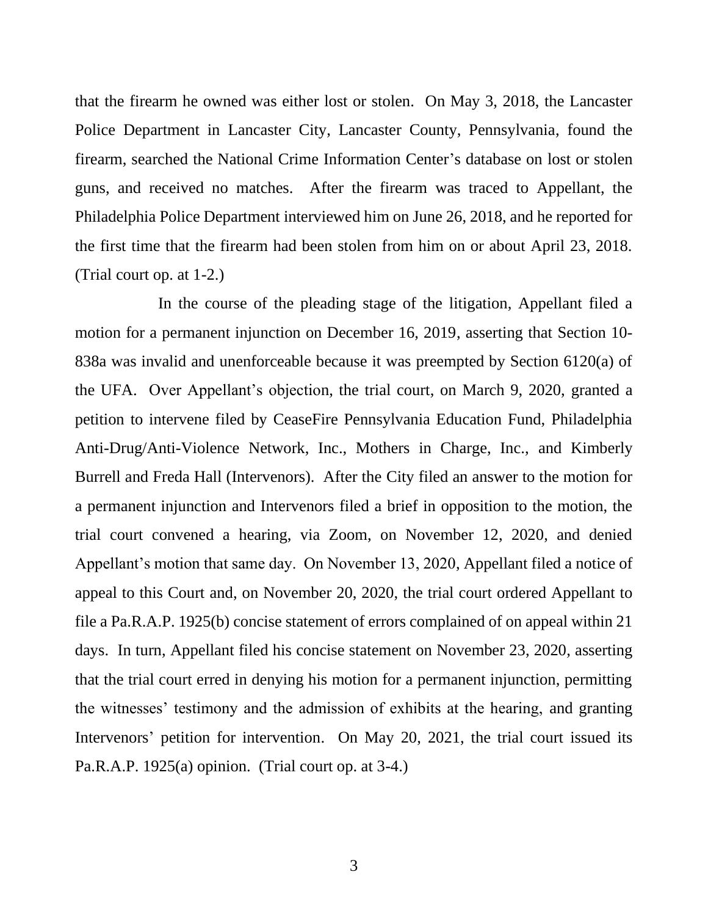that the firearm he owned was either lost or stolen. On May 3, 2018, the Lancaster Police Department in Lancaster City, Lancaster County, Pennsylvania, found the firearm, searched the National Crime Information Center's database on lost or stolen guns, and received no matches. After the firearm was traced to Appellant, the Philadelphia Police Department interviewed him on June 26, 2018, and he reported for the first time that the firearm had been stolen from him on or about April 23, 2018. (Trial court op. at 1-2.)

In the course of the pleading stage of the litigation, Appellant filed a motion for a permanent injunction on December 16, 2019, asserting that Section 10-838a was invalid and unenforceable because it was preempted by Section 6120(a) of the UFA. Over Appellant's objection, the trial court, on March 9, 2020, granted a petition to intervene filed by CeaseFire Pennsylvania Education Fund, Philadelphia Anti-Drug/Anti-Violence Network, Inc., Mothers in Charge, Inc., and Kimberly Burrell and Freda Hall (Intervenors). After the City filed an answer to the motion for a permanent injunction and Intervenors filed a brief in opposition to the motion, the trial court convened a hearing, via Zoom, on November 12, 2020, and denied Appellant's motion that same day. On November 13, 2020, Appellant filed a notice of appeal to this Court and, on November 20, 2020, the trial court ordered Appellant to file a Pa.R.A.P. 1925(b) concise statement of errors complained of on appeal within 21 days. In turn, Appellant filed his concise statement on November 23, 2020, asserting that the trial court erred in denying his motion for a permanent injunction, permitting the witnesses' testimony and the admission of exhibits at the hearing, and granting Intervenors' petition for intervention. On May 20, 2021, the trial court issued its Pa.R.A.P. 1925(a) opinion. (Trial court op. at 3-4.)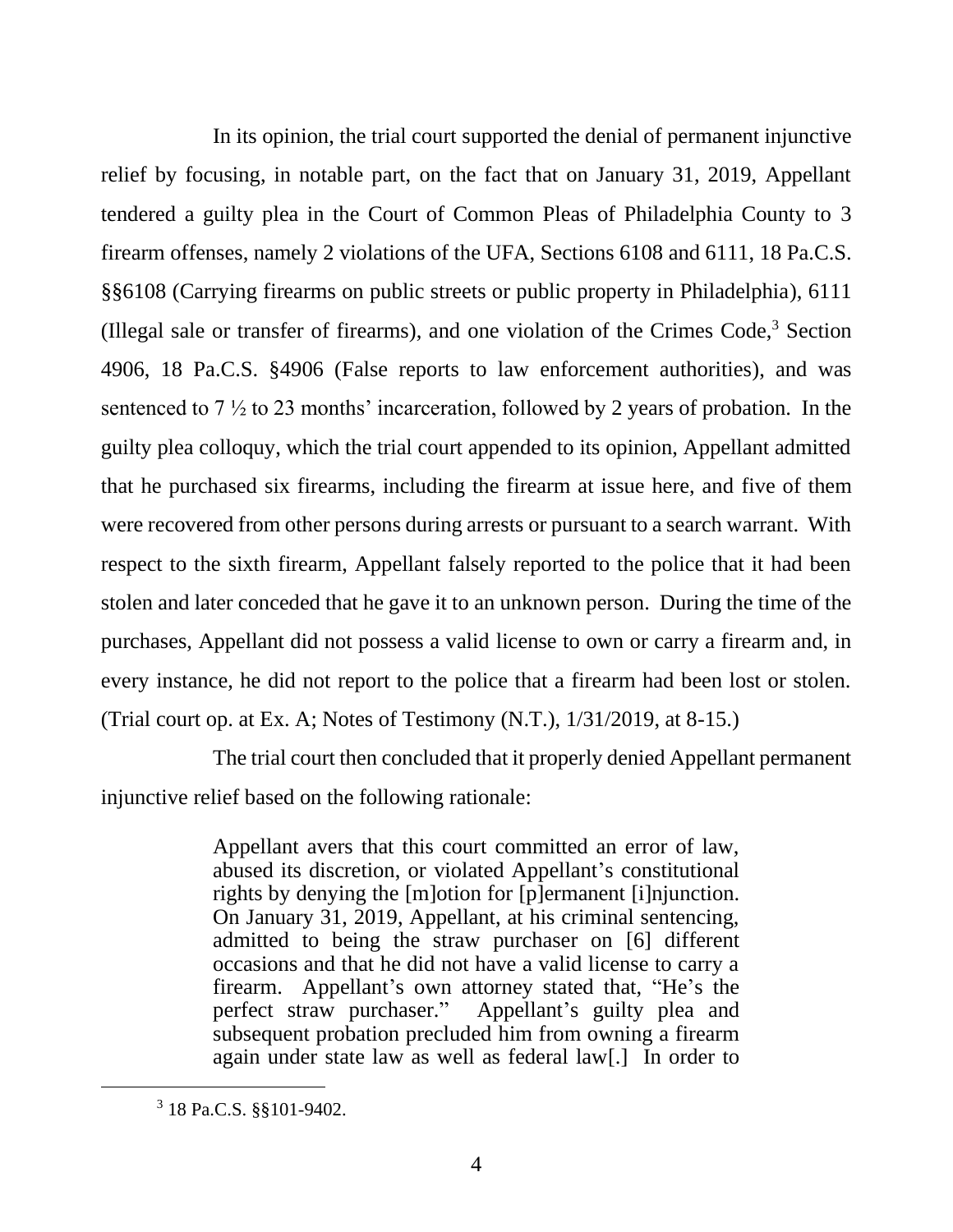In its opinion, the trial court supported the denial of permanent injunctive relief by focusing, in notable part, on the fact that on January 31, 2019, Appellant tendered a guilty plea in the Court of Common Pleas of Philadelphia County to 3 firearm offenses, namely 2 violations of the UFA, Sections 6108 and 6111, 18 Pa.C.S. §§6108 (Carrying firearms on public streets or public property in Philadelphia), 6111 (Illegal sale or transfer of firearms), and one violation of the Crimes Code,[3] Section 4906, 18 Pa.C.S. §4906 (False reports to law enforcement authorities), and was sentenced to 7 ½ to 23 months' incarceration, followed by 2 years of probation. In the guilty plea colloquy, which the trial court appended to its opinion, Appellant admitted that he purchased six firearms, including the firearm at issue here, and five of them were recovered from other persons during arrests or pursuant to a search warrant. With respect to the sixth firearm, Appellant falsely reported to the police that it had been stolen and later conceded that he gave it to an unknown person. During the time of the purchases, Appellant did not possess a valid license to own or carry a firearm and, in every instance, he did not report to the police that a firearm had been lost or stolen. (Trial court op. at Ex. A; Notes of Testimony (N.T.), 1/31/2019, at 8-15.)

The trial court then concluded that it properly denied Appellant permanent injunctive relief based on the following rationale:

> Appellant avers that this court committed an error of law, abused its discretion, or violated Appellant's constitutional rights by denying the [m]otion for [p]ermanent [i]njunction. On January 31, 2019, Appellant, at his criminal sentencing, admitted to being the straw purchaser on [6] different occasions and that he did not have a valid license to carry a firearm. Appellant's own attorney stated that, "He's the perfect straw purchaser." Appellant's guilty plea and subsequent probation precluded him from owning a firearm again under state law as well as federal law[.] In order to

[3] 18 Pa.C.S. §§101-9402.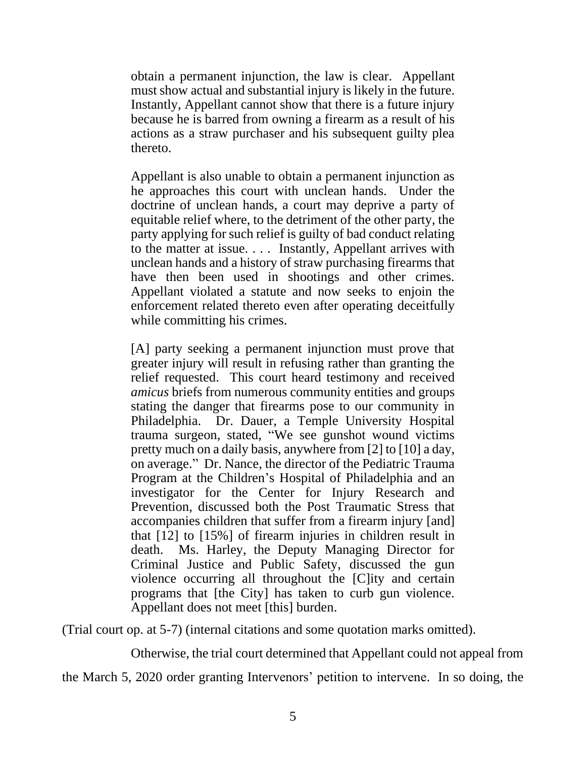> obtain a permanent injunction, the law is clear. Appellant must show actual and substantial injury is likely in the future. Instantly, Appellant cannot show that there is a future injury because he is barred from owning a firearm as a result of his actions as a straw purchaser and his subsequent guilty plea thereto.
>
> Appellant is also unable to obtain a permanent injunction as he approaches this court with unclean hands. Under the doctrine of unclean hands, a court may deprive a party of equitable relief where, to the detriment of the other party, the party applying for such relief is guilty of bad conduct relating to the matter at issue. . . . Instantly, Appellant arrives with unclean hands and a history of straw purchasing firearms that have then been used in shootings and other crimes. Appellant violated a statute and now seeks to enjoin the enforcement related thereto even after operating deceitfully while committing his crimes.
>
> [A] party seeking a permanent injunction must prove that greater injury will result in refusing rather than granting the relief requested. This court heard testimony and received *amicus* briefs from numerous community entities and groups stating the danger that firearms pose to our community in Philadelphia. Dr. Dauer, a Temple University Hospital trauma surgeon, stated, "We see gunshot wound victims pretty much on a daily basis, anywhere from [2] to [10] a day, on average." Dr. Nance, the director of the Pediatric Trauma Program at the Children's Hospital of Philadelphia and an investigator for the Center for Injury Research and Prevention, discussed both the Post Traumatic Stress that accompanies children that suffer from a firearm injury [and] that [12] to [15%] of firearm injuries in children result in death. Ms. Harley, the Deputy Managing Director for Criminal Justice and Public Safety, discussed the gun violence occurring all throughout the [C]ity and certain programs that [the City] has taken to curb gun violence. Appellant does not meet [this] burden.

(Trial court op. at 5-7) (internal citations and some quotation marks omitted).

Otherwise, the trial court determined that Appellant could not appeal from the March 5, 2020 order granting Intervenors' petition to intervene. In so doing, the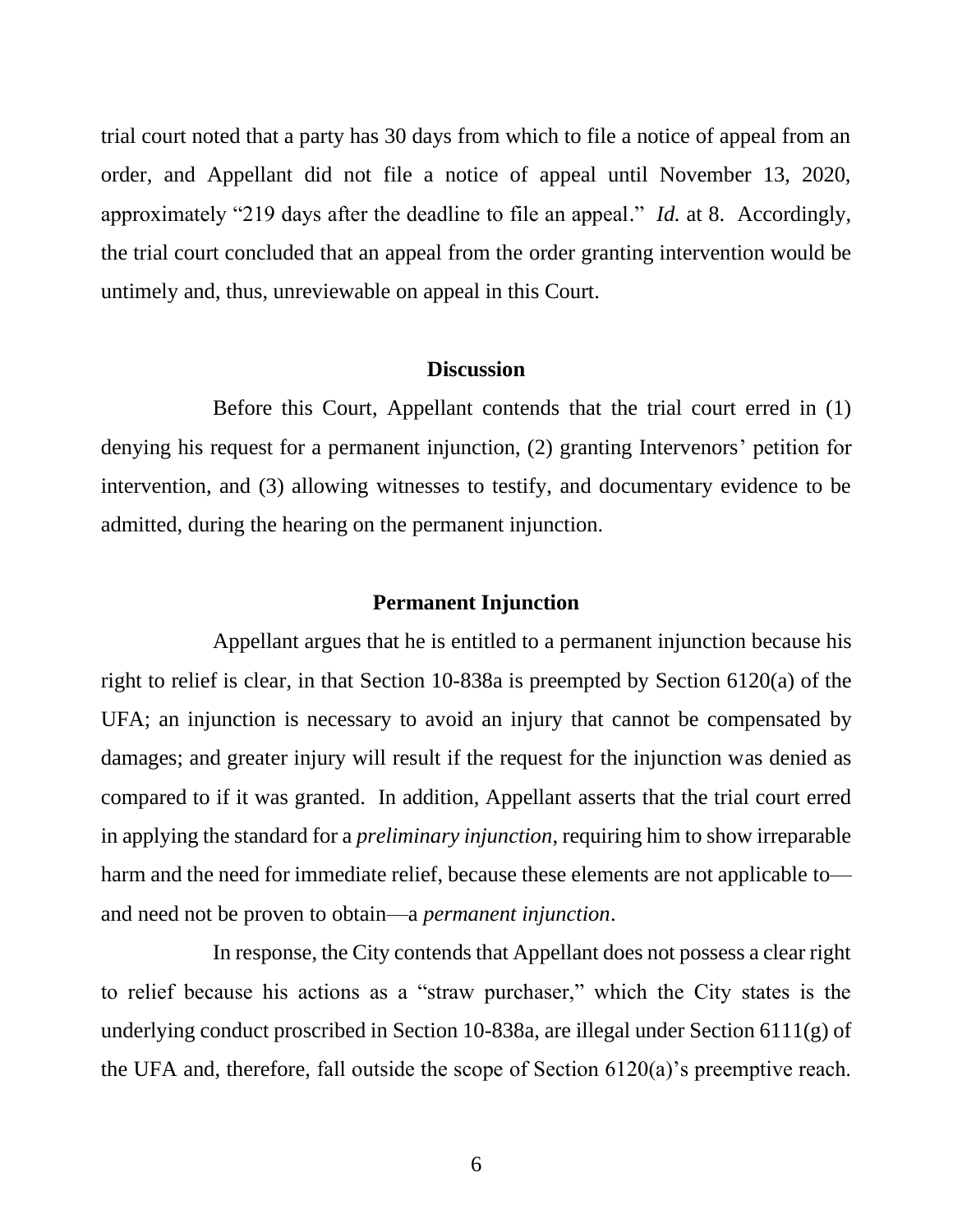trial court noted that a party has 30 days from which to file a notice of appeal from an order, and Appellant did not file a notice of appeal until November 13, 2020, approximately "219 days after the deadline to file an appeal." *Id.* at 8. Accordingly, the trial court concluded that an appeal from the order granting intervention would be untimely and, thus, unreviewable on appeal in this Court.

## Discussion

Before this Court, Appellant contends that the trial court erred in (1) denying his request for a permanent injunction, (2) granting Intervenors' petition for intervention, and (3) allowing witnesses to testify, and documentary evidence to be admitted, during the hearing on the permanent injunction.

## Permanent Injunction

Appellant argues that he is entitled to a permanent injunction because his right to relief is clear, in that Section 10-838a is preempted by Section 6120(a) of the UFA; an injunction is necessary to avoid an injury that cannot be compensated by damages; and greater injury will result if the request for the injunction was denied as compared to if it was granted. In addition, Appellant asserts that the trial court erred in applying the standard for a *preliminary injunction*, requiring him to show irreparable harm and the need for immediate relief, because these elements are not applicable to—and need not be proven to obtain—a *permanent injunction*.

In response, the City contends that Appellant does not possess a clear right to relief because his actions as a "straw purchaser," which the City states is the underlying conduct proscribed in Section 10-838a, are illegal under Section 6111(g) of the UFA and, therefore, fall outside the scope of Section 6120(a)'s preemptive reach.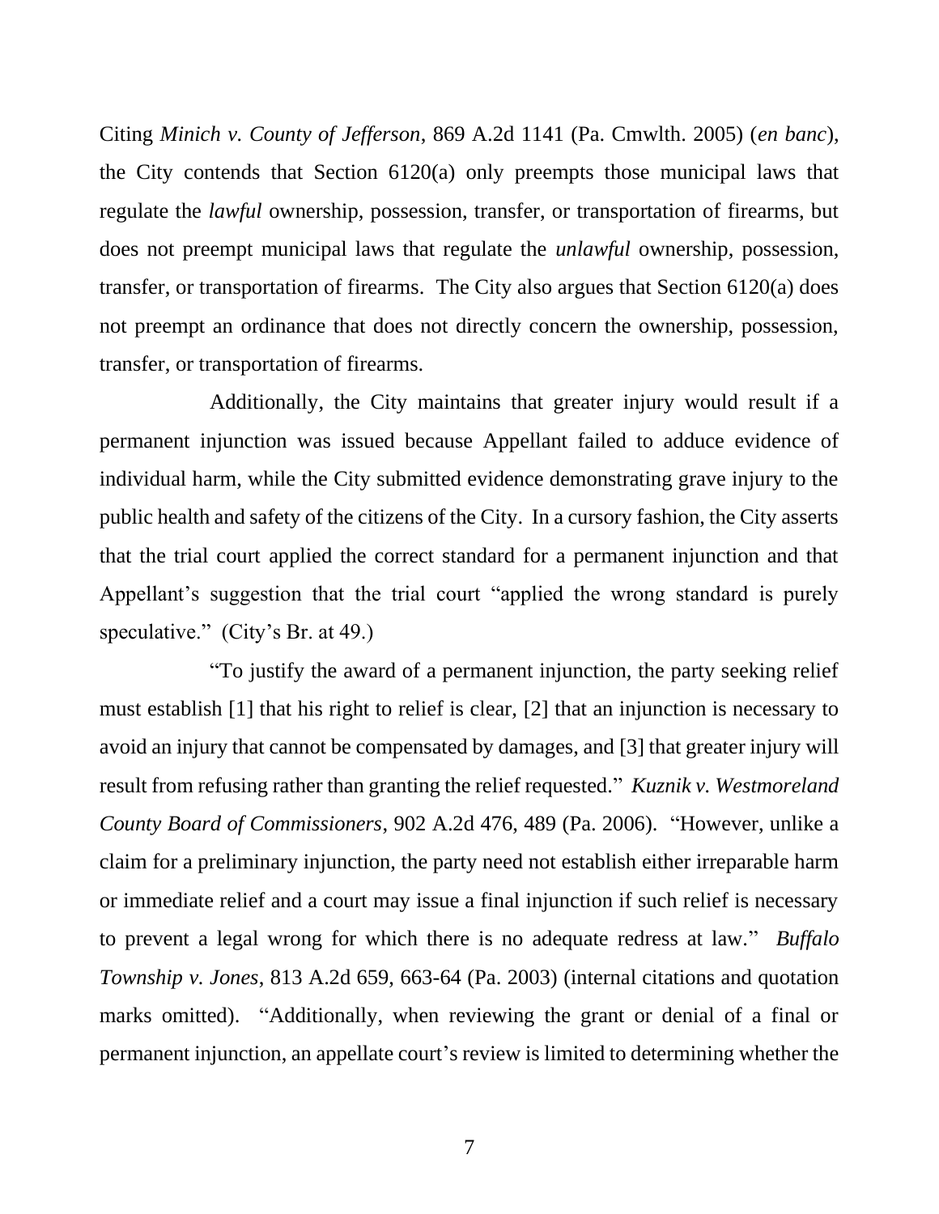Citing *Minich v. County of Jefferson*, 869 A.2d 1141 (Pa. Cmwlth. 2005) (*en banc*), the City contends that Section 6120(a) only preempts those municipal laws that regulate the *lawful* ownership, possession, transfer, or transportation of firearms, but does not preempt municipal laws that regulate the *unlawful* ownership, possession, transfer, or transportation of firearms. The City also argues that Section 6120(a) does not preempt an ordinance that does not directly concern the ownership, possession, transfer, or transportation of firearms.

Additionally, the City maintains that greater injury would result if a permanent injunction was issued because Appellant failed to adduce evidence of individual harm, while the City submitted evidence demonstrating grave injury to the public health and safety of the citizens of the City. In a cursory fashion, the City asserts that the trial court applied the correct standard for a permanent injunction and that Appellant's suggestion that the trial court "applied the wrong standard is purely speculative." (City's Br. at 49.)

"To justify the award of a permanent injunction, the party seeking relief must establish [1] that his right to relief is clear, [2] that an injunction is necessary to avoid an injury that cannot be compensated by damages, and [3] that greater injury will result from refusing rather than granting the relief requested." *Kuznik v. Westmoreland County Board of Commissioners*, 902 A.2d 476, 489 (Pa. 2006). "However, unlike a claim for a preliminary injunction, the party need not establish either irreparable harm or immediate relief and a court may issue a final injunction if such relief is necessary to prevent a legal wrong for which there is no adequate redress at law." *Buffalo Township v. Jones*, 813 A.2d 659, 663-64 (Pa. 2003) (internal citations and quotation marks omitted). "Additionally, when reviewing the grant or denial of a final or permanent injunction, an appellate court's review is limited to determining whether the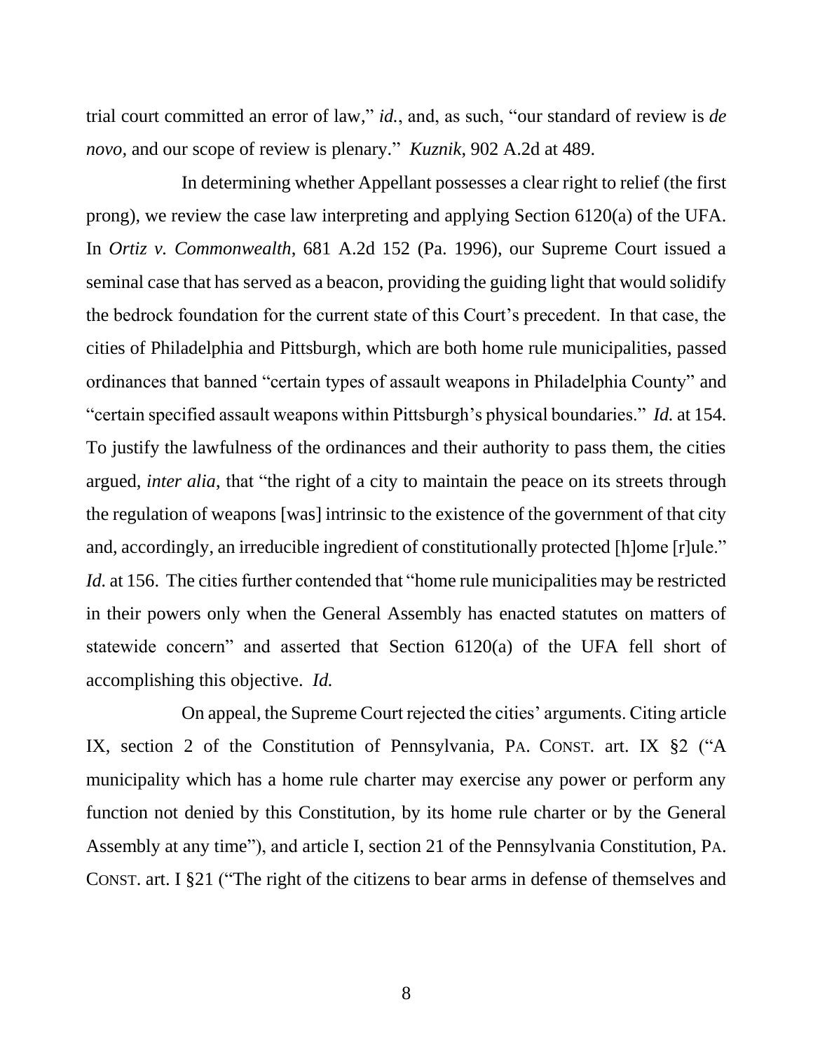trial court committed an error of law," *id.*, and, as such, "our standard of review is *de novo*, and our scope of review is plenary." *Kuznik*, 902 A.2d at 489.

In determining whether Appellant possesses a clear right to relief (the first prong), we review the case law interpreting and applying Section 6120(a) of the UFA. In *Ortiz v. Commonwealth*, 681 A.2d 152 (Pa. 1996), our Supreme Court issued a seminal case that has served as a beacon, providing the guiding light that would solidify the bedrock foundation for the current state of this Court's precedent. In that case, the cities of Philadelphia and Pittsburgh, which are both home rule municipalities, passed ordinances that banned "certain types of assault weapons in Philadelphia County" and "certain specified assault weapons within Pittsburgh's physical boundaries." *Id.* at 154. To justify the lawfulness of the ordinances and their authority to pass them, the cities argued, *inter alia*, that "the right of a city to maintain the peace on its streets through the regulation of weapons [was] intrinsic to the existence of the government of that city and, accordingly, an irreducible ingredient of constitutionally protected [h]ome [r]ule." *Id.* at 156. The cities further contended that "home rule municipalities may be restricted in their powers only when the General Assembly has enacted statutes on matters of statewide concern" and asserted that Section 6120(a) of the UFA fell short of accomplishing this objective. *Id.*

On appeal, the Supreme Court rejected the cities' arguments. Citing article IX, section 2 of the Constitution of Pennsylvania, PA. CONST. art. IX §2 ("A municipality which has a home rule charter may exercise any power or perform any function not denied by this Constitution, by its home rule charter or by the General Assembly at any time"), and article I, section 21 of the Pennsylvania Constitution, PA. CONST. art. I §21 ("The right of the citizens to bear arms in defense of themselves and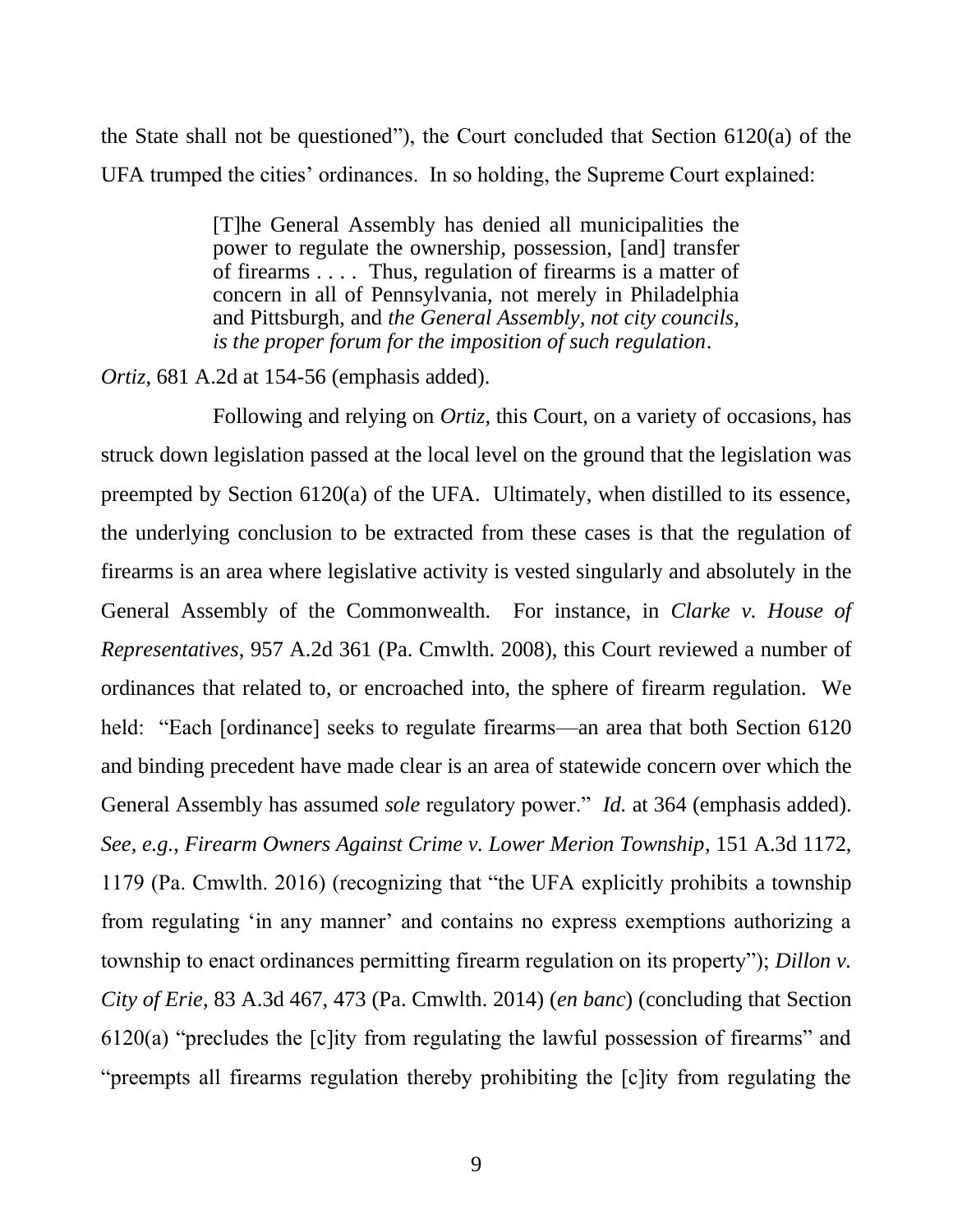the State shall not be questioned"), the Court concluded that Section 6120(a) of the UFA trumped the cities' ordinances. In so holding, the Supreme Court explained:

> [T]he General Assembly has denied all municipalities the power to regulate the ownership, possession, [and] transfer of firearms . . . . Thus, regulation of firearms is a matter of concern in all of Pennsylvania, not merely in Philadelphia and Pittsburgh, and *the General Assembly, not city councils, is the proper forum for the imposition of such regulation*.

*Ortiz*, 681 A.2d at 154-56 (emphasis added).

Following and relying on *Ortiz*, this Court, on a variety of occasions, has struck down legislation passed at the local level on the ground that the legislation was preempted by Section 6120(a) of the UFA. Ultimately, when distilled to its essence, the underlying conclusion to be extracted from these cases is that the regulation of firearms is an area where legislative activity is vested singularly and absolutely in the General Assembly of the Commonwealth. For instance, in *Clarke v. House of Representatives*, 957 A.2d 361 (Pa. Cmwlth. 2008), this Court reviewed a number of ordinances that related to, or encroached into, the sphere of firearm regulation. We held: "Each [ordinance] seeks to regulate firearms—an area that both Section 6120 and binding precedent have made clear is an area of statewide concern over which the General Assembly has assumed *sole* regulatory power." *Id.* at 364 (emphasis added). *See, e.g.*, *Firearm Owners Against Crime v. Lower Merion Township*, 151 A.3d 1172, 1179 (Pa. Cmwlth. 2016) (recognizing that "the UFA explicitly prohibits a township from regulating 'in any manner' and contains no express exemptions authorizing a township to enact ordinances permitting firearm regulation on its property"); *Dillon v. City of Erie*, 83 A.3d 467, 473 (Pa. Cmwlth. 2014) (*en banc*) (concluding that Section 6120(a) "precludes the [c]ity from regulating the lawful possession of firearms" and "preempts all firearms regulation thereby prohibiting the [c]ity from regulating the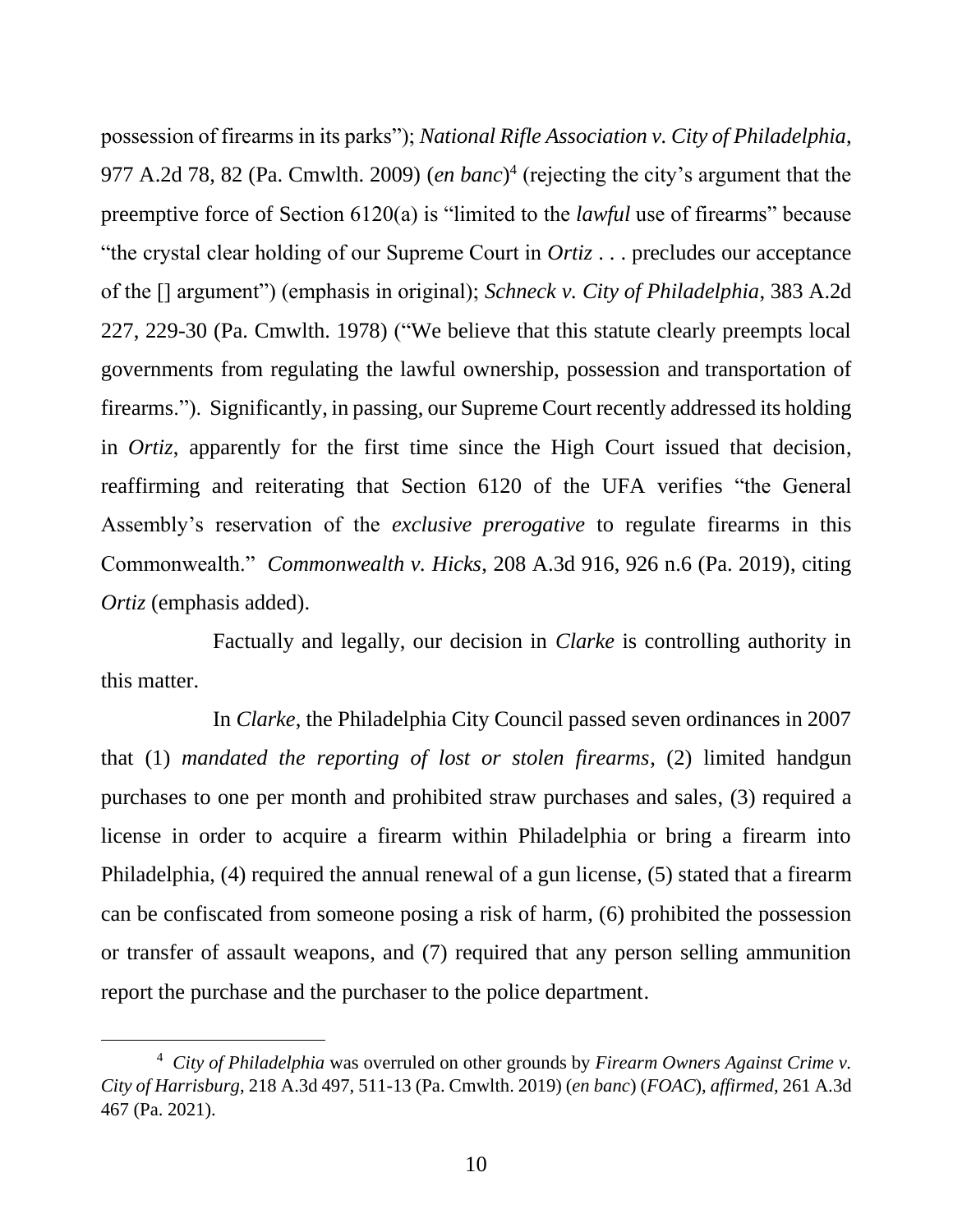possession of firearms in its parks"); *National Rifle Association v. City of Philadelphia*, 977 A.2d 78, 82 (Pa. Cmwlth. 2009) (*en banc*)[4] (rejecting the city's argument that the preemptive force of Section 6120(a) is "limited to the *lawful* use of firearms" because "the crystal clear holding of our Supreme Court in *Ortiz* . . . precludes our acceptance of the [] argument") (emphasis in original); *Schneck v. City of Philadelphia*, 383 A.2d 227, 229-30 (Pa. Cmwlth. 1978) ("We believe that this statute clearly preempts local governments from regulating the lawful ownership, possession and transportation of firearms."). Significantly, in passing, our Supreme Court recently addressed its holding in *Ortiz*, apparently for the first time since the High Court issued that decision, reaffirming and reiterating that Section 6120 of the UFA verifies "the General Assembly's reservation of the *exclusive prerogative* to regulate firearms in this Commonwealth." *Commonwealth v. Hicks*, 208 A.3d 916, 926 n.6 (Pa. 2019), citing *Ortiz* (emphasis added).

Factually and legally, our decision in *Clarke* is controlling authority in this matter.

In *Clarke*, the Philadelphia City Council passed seven ordinances in 2007 that (1) *mandated the reporting of lost or stolen firearms*, (2) limited handgun purchases to one per month and prohibited straw purchases and sales, (3) required a license in order to acquire a firearm within Philadelphia or bring a firearm into Philadelphia, (4) required the annual renewal of a gun license, (5) stated that a firearm can be confiscated from someone posing a risk of harm, (6) prohibited the possession or transfer of assault weapons, and (7) required that any person selling ammunition report the purchase and the purchaser to the police department.

---

[4] *City of Philadelphia* was overruled on other grounds by *Firearm Owners Against Crime v. City of Harrisburg*, 218 A.3d 497, 511-13 (Pa. Cmwlth. 2019) (*en banc*) (*FOAC*), *affirmed*, 261 A.3d 467 (Pa. 2021).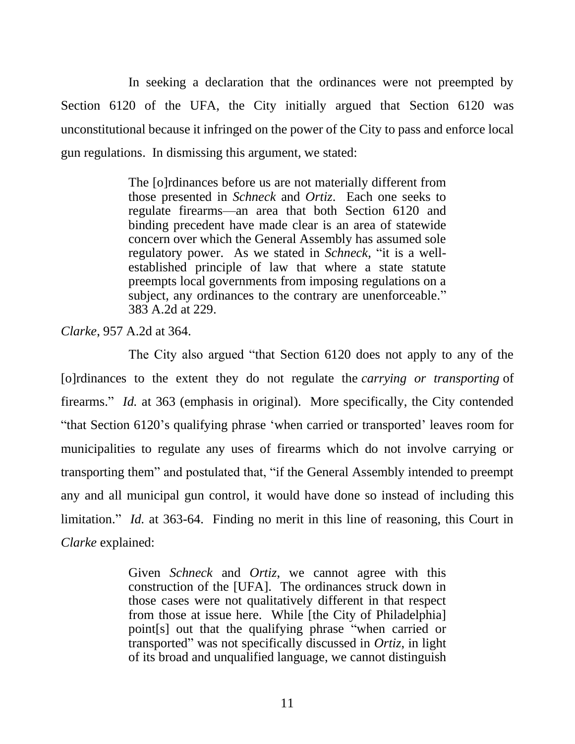In seeking a declaration that the ordinances were not preempted by Section 6120 of the UFA, the City initially argued that Section 6120 was unconstitutional because it infringed on the power of the City to pass and enforce local gun regulations. In dismissing this argument, we stated:

> The [o]rdinances before us are not materially different from those presented in *Schneck* and *Ortiz*. Each one seeks to regulate firearms—an area that both Section 6120 and binding precedent have made clear is an area of statewide concern over which the General Assembly has assumed sole regulatory power. As we stated in *Schneck*, "it is a well-established principle of law that where a state statute preempts local governments from imposing regulations on a subject, any ordinances to the contrary are unenforceable." 383 A.2d at 229.

*Clarke*, 957 A.2d at 364.

The City also argued "that Section 6120 does not apply to any of the [o]rdinances to the extent they do not regulate the *carrying or transporting* of firearms." *Id.* at 363 (emphasis in original). More specifically, the City contended "that Section 6120's qualifying phrase 'when carried or transported' leaves room for municipalities to regulate any uses of firearms which do not involve carrying or transporting them" and postulated that, "if the General Assembly intended to preempt any and all municipal gun control, it would have done so instead of including this limitation." *Id.* at 363-64. Finding no merit in this line of reasoning, this Court in *Clarke* explained:

> Given *Schneck* and *Ortiz*, we cannot agree with this construction of the [UFA]. The ordinances struck down in those cases were not qualitatively different in that respect from those at issue here. While [the City of Philadelphia] point[s] out that the qualifying phrase "when carried or transported" was not specifically discussed in *Ortiz*, in light of its broad and unqualified language, we cannot distinguish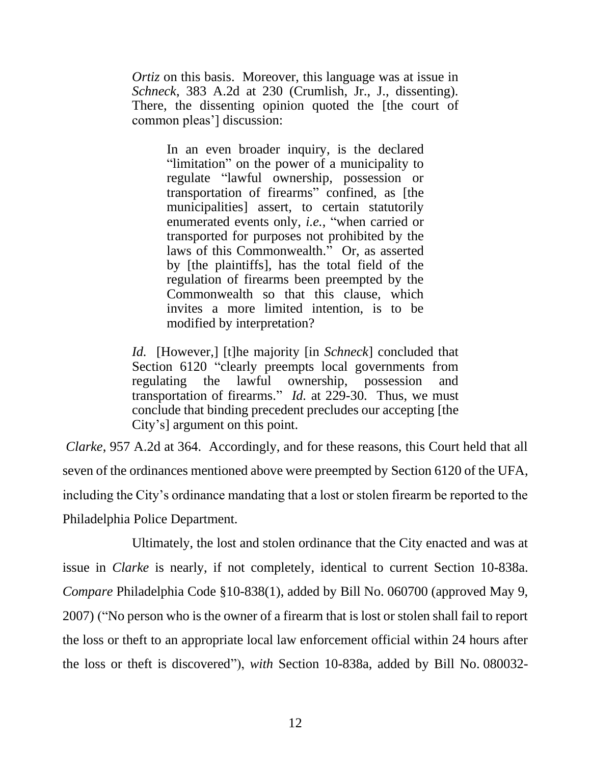> *Ortiz* on this basis. Moreover, this language was at issue in *Schneck*, 383 A.2d at 230 (Crumlish, Jr., J., dissenting). There, the dissenting opinion quoted the [the court of common pleas'] discussion:
>
> > In an even broader inquiry, is the declared "limitation" on the power of a municipality to regulate "lawful ownership, possession or transportation of firearms" confined, as [the municipalities] assert, to certain statutorily enumerated events only, *i.e.*, "when carried or transported for purposes not prohibited by the laws of this Commonwealth." Or, as asserted by [the plaintiffs], has the total field of the regulation of firearms been preempted by the Commonwealth so that this clause, which invites a more limited intention, is to be modified by interpretation?
>
> *Id.* [However,] [t]he majority [in *Schneck*] concluded that Section 6120 "clearly preempts local governments from regulating the lawful ownership, possession and transportation of firearms." *Id.* at 229-30. Thus, we must conclude that binding precedent precludes our accepting [the City's] argument on this point.

*Clarke*, 957 A.2d at 364. Accordingly, and for these reasons, this Court held that all seven of the ordinances mentioned above were preempted by Section 6120 of the UFA, including the City's ordinance mandating that a lost or stolen firearm be reported to the Philadelphia Police Department.

Ultimately, the lost and stolen ordinance that the City enacted and was at issue in *Clarke* is nearly, if not completely, identical to current Section 10-838a. *Compare* Philadelphia Code §10-838(1), added by Bill No. 060700 (approved May 9, 2007) ("No person who is the owner of a firearm that is lost or stolen shall fail to report the loss or theft to an appropriate local law enforcement official within 24 hours after the loss or theft is discovered"), *with* Section 10-838a, added by Bill No. 080032-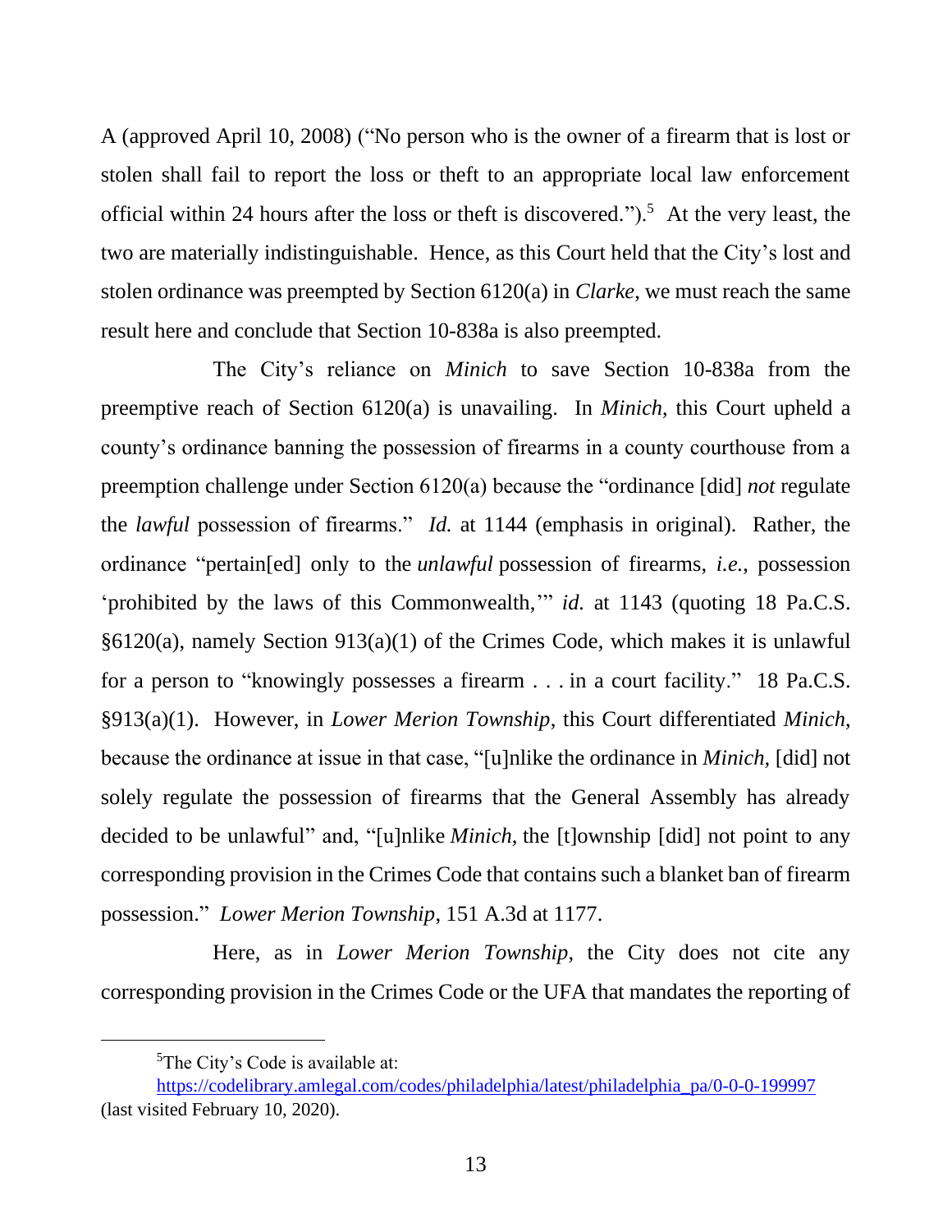A (approved April 10, 2008) ("No person who is the owner of a firearm that is lost or stolen shall fail to report the loss or theft to an appropriate local law enforcement official within 24 hours after the loss or theft is discovered.").[5] At the very least, the two are materially indistinguishable. Hence, as this Court held that the City's lost and stolen ordinance was preempted by Section 6120(a) in *Clarke*, we must reach the same result here and conclude that Section 10-838a is also preempted.

The City's reliance on *Minich* to save Section 10-838a from the preemptive reach of Section 6120(a) is unavailing. In *Minich*, this Court upheld a county's ordinance banning the possession of firearms in a county courthouse from a preemption challenge under Section 6120(a) because the "ordinance [did] *not* regulate the *lawful* possession of firearms." *Id.* at 1144 (emphasis in original). Rather, the ordinance "pertain[ed] only to the *unlawful* possession of firearms, *i.e.*, possession 'prohibited by the laws of this Commonwealth,'" *id.* at 1143 (quoting 18 Pa.C.S. §6120(a), namely Section 913(a)(1) of the Crimes Code, which makes it is unlawful for a person to "knowingly possesses a firearm . . . in a court facility." 18 Pa.C.S. §913(a)(1). However, in *Lower Merion Township*, this Court differentiated *Minich*, because the ordinance at issue in that case, "[u]nlike the ordinance in *Minich*, [did] not solely regulate the possession of firearms that the General Assembly has already decided to be unlawful" and, "[u]nlike *Minich*, the [t]ownship [did] not point to any corresponding provision in the Crimes Code that contains such a blanket ban of firearm possession." *Lower Merion Township*, 151 A.3d at 1177.

Here, as in *Lower Merion Township*, the City does not cite any corresponding provision in the Crimes Code or the UFA that mandates the reporting of

---

[5]The City's Code is available at: https://codelibrary.amlegal.com/codes/philadelphia/latest/philadelphia_pa/0-0-0-199997 (last visited February 10, 2020).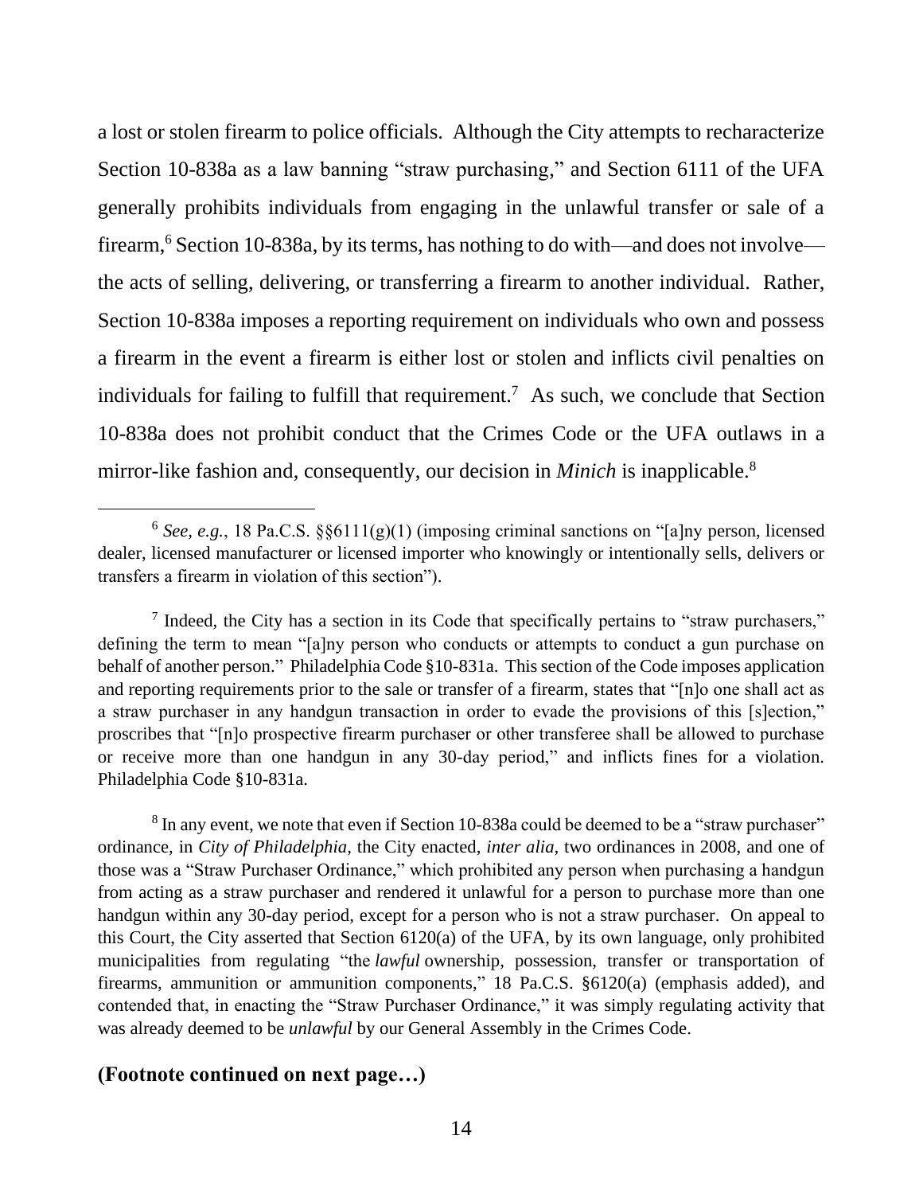a lost or stolen firearm to police officials. Although the City attempts to recharacterize Section 10-838a as a law banning "straw purchasing," and Section 6111 of the UFA generally prohibits individuals from engaging in the unlawful transfer or sale of a firearm,[6] Section 10-838a, by its terms, has nothing to do with—and does not involve—the acts of selling, delivering, or transferring a firearm to another individual. Rather, Section 10-838a imposes a reporting requirement on individuals who own and possess a firearm in the event a firearm is either lost or stolen and inflicts civil penalties on individuals for failing to fulfill that requirement.[7] As such, we conclude that Section 10-838a does not prohibit conduct that the Crimes Code or the UFA outlaws in a mirror-like fashion and, consequently, our decision in *Minich* is inapplicable.[8]

---

[6] *See, e.g.*, 18 Pa.C.S. §§6111(g)(1) (imposing criminal sanctions on "[a]ny person, licensed dealer, licensed manufacturer or licensed importer who knowingly or intentionally sells, delivers or transfers a firearm in violation of this section").

[7] Indeed, the City has a section in its Code that specifically pertains to "straw purchasers," defining the term to mean "[a]ny person who conducts or attempts to conduct a gun purchase on behalf of another person." Philadelphia Code §10-831a. This section of the Code imposes application and reporting requirements prior to the sale or transfer of a firearm, states that "[n]o one shall act as a straw purchaser in any handgun transaction in order to evade the provisions of this [s]ection," proscribes that "[n]o prospective firearm purchaser or other transferee shall be allowed to purchase or receive more than one handgun in any 30-day period," and inflicts fines for a violation. Philadelphia Code §10-831a.

[8] In any event, we note that even if Section 10-838a could be deemed to be a "straw purchaser" ordinance, in *City of Philadelphia*, the City enacted, *inter alia*, two ordinances in 2008, and one of those was a "Straw Purchaser Ordinance," which prohibited any person when purchasing a handgun from acting as a straw purchaser and rendered it unlawful for a person to purchase more than one handgun within any 30-day period, except for a person who is not a straw purchaser. On appeal to this Court, the City asserted that Section 6120(a) of the UFA, by its own language, only prohibited municipalities from regulating "the *lawful* ownership, possession, transfer or transportation of firearms, ammunition or ammunition components," 18 Pa.C.S. §6120(a) (emphasis added), and contended that, in enacting the "Straw Purchaser Ordinance," it was simply regulating activity that was already deemed to be *unlawful* by our General Assembly in the Crimes Code.

**(Footnote continued on next page…)**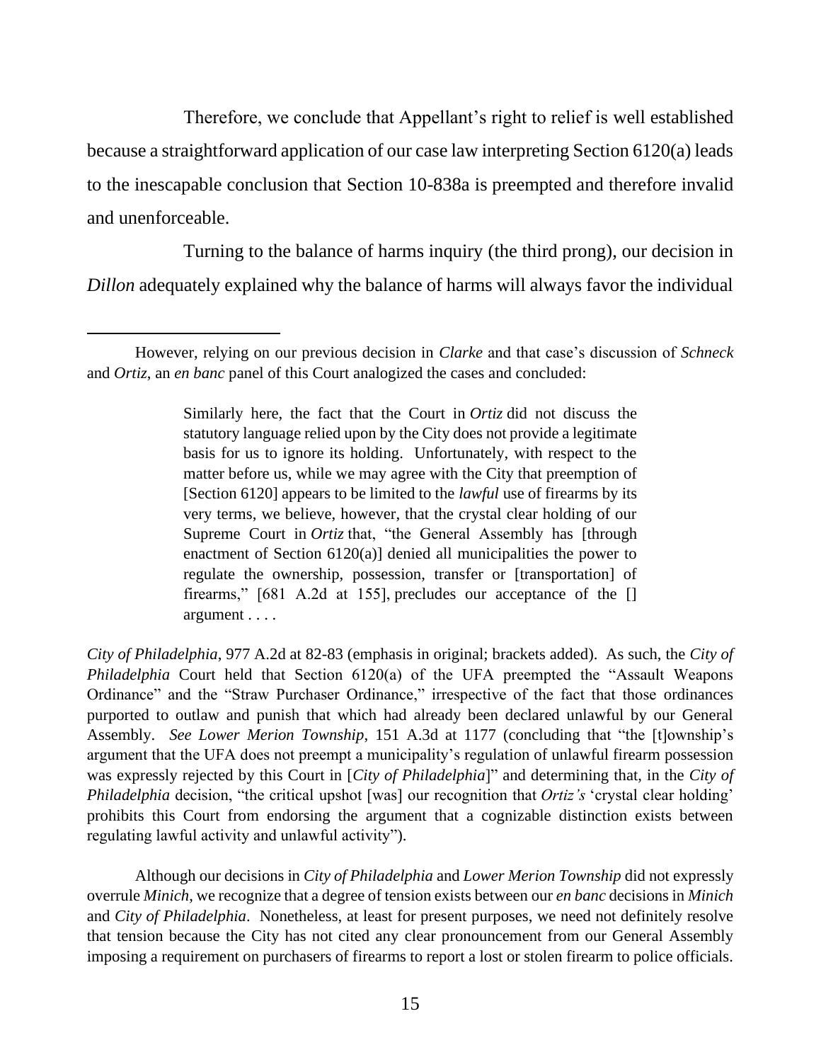Therefore, we conclude that Appellant's right to relief is well established because a straightforward application of our case law interpreting Section 6120(a) leads to the inescapable conclusion that Section 10-838a is preempted and therefore invalid and unenforceable.

Turning to the balance of harms inquiry (the third prong), our decision in *Dillon* adequately explained why the balance of harms will always favor the individual

---

However, relying on our previous decision in *Clarke* and that case's discussion of *Schneck* and *Ortiz*, an *en banc* panel of this Court analogized the cases and concluded:

> Similarly here, the fact that the Court in *Ortiz* did not discuss the statutory language relied upon by the City does not provide a legitimate basis for us to ignore its holding. Unfortunately, with respect to the matter before us, while we may agree with the City that preemption of [Section 6120] appears to be limited to the *lawful* use of firearms by its very terms, we believe, however, that the crystal clear holding of our Supreme Court in *Ortiz* that, "the General Assembly has [through enactment of Section 6120(a)] denied all municipalities the power to regulate the ownership, possession, transfer or [transportation] of firearms," [681 A.2d at 155], precludes our acceptance of the [] argument . . . .

*City of Philadelphia*, 977 A.2d at 82-83 (emphasis in original; brackets added). As such, the *City of Philadelphia* Court held that Section 6120(a) of the UFA preempted the "Assault Weapons Ordinance" and the "Straw Purchaser Ordinance," irrespective of the fact that those ordinances purported to outlaw and punish that which had already been declared unlawful by our General Assembly. *See Lower Merion Township*, 151 A.3d at 1177 (concluding that "the [t]ownship's argument that the UFA does not preempt a municipality's regulation of unlawful firearm possession was expressly rejected by this Court in [*City of Philadelphia*]" and determining that, in the *City of Philadelphia* decision, "the critical upshot [was] our recognition that *Ortiz's* 'crystal clear holding' prohibits this Court from endorsing the argument that a cognizable distinction exists between regulating lawful activity and unlawful activity").

Although our decisions in *City of Philadelphia* and *Lower Merion Township* did not expressly overrule *Minich*, we recognize that a degree of tension exists between our *en banc* decisions in *Minich* and *City of Philadelphia*. Nonetheless, at least for present purposes, we need not definitely resolve that tension because the City has not cited any clear pronouncement from our General Assembly imposing a requirement on purchasers of firearms to report a lost or stolen firearm to police officials.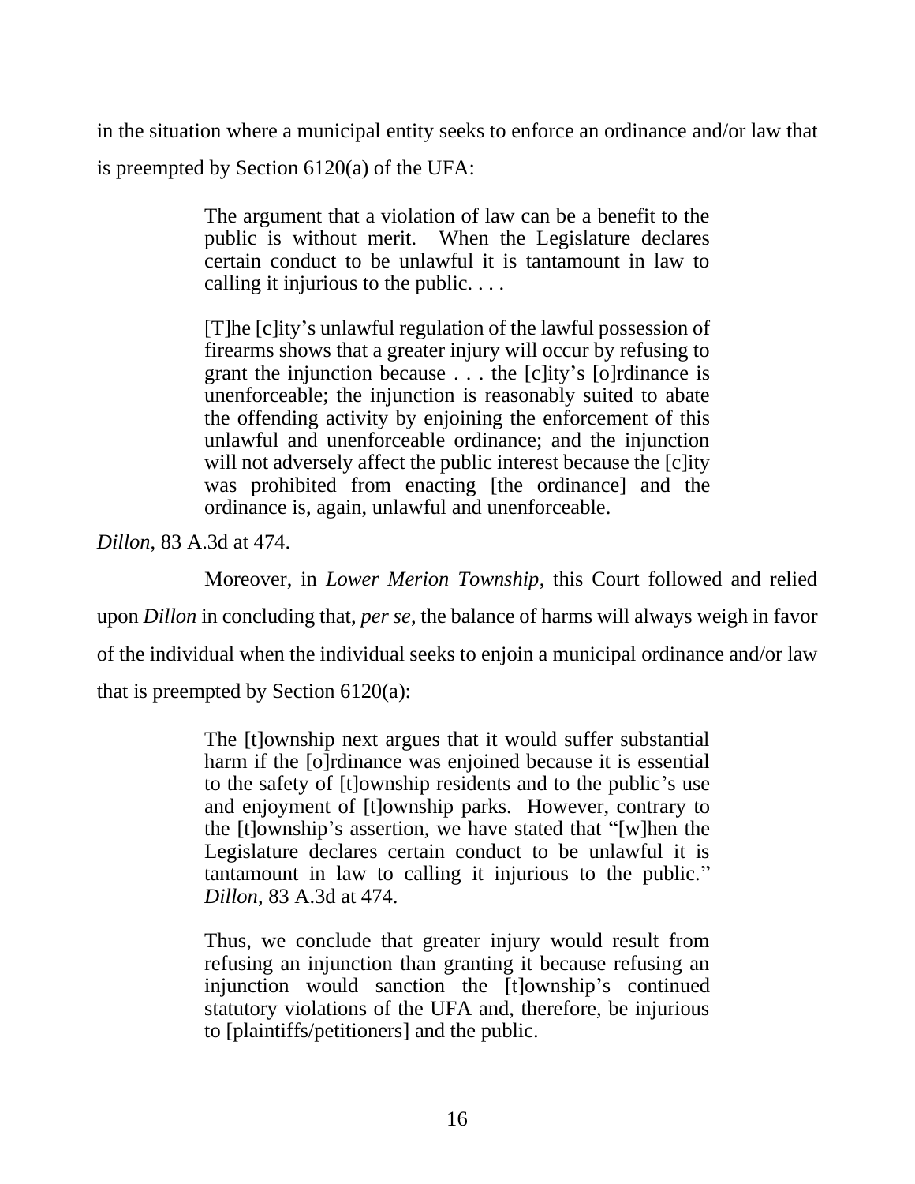in the situation where a municipal entity seeks to enforce an ordinance and/or law that is preempted by Section 6120(a) of the UFA:

> The argument that a violation of law can be a benefit to the public is without merit. When the Legislature declares certain conduct to be unlawful it is tantamount in law to calling it injurious to the public. . . .
>
> [T]he [c]ity's unlawful regulation of the lawful possession of firearms shows that a greater injury will occur by refusing to grant the injunction because . . . the [c]ity's [o]rdinance is unenforceable; the injunction is reasonably suited to abate the offending activity by enjoining the enforcement of this unlawful and unenforceable ordinance; and the injunction will not adversely affect the public interest because the [c]ity was prohibited from enacting [the ordinance] and the ordinance is, again, unlawful and unenforceable.

*Dillon*, 83 A.3d at 474.

Moreover, in *Lower Merion Township*, this Court followed and relied upon *Dillon* in concluding that, *per se*, the balance of harms will always weigh in favor of the individual when the individual seeks to enjoin a municipal ordinance and/or law that is preempted by Section 6120(a):

> The [t]ownship next argues that it would suffer substantial harm if the [o]rdinance was enjoined because it is essential to the safety of [t]ownship residents and to the public's use and enjoyment of [t]ownship parks. However, contrary to the [t]ownship's assertion, we have stated that "[w]hen the Legislature declares certain conduct to be unlawful it is tantamount in law to calling it injurious to the public." *Dillon*, 83 A.3d at 474.
>
> Thus, we conclude that greater injury would result from refusing an injunction than granting it because refusing an injunction would sanction the [t]ownship's continued statutory violations of the UFA and, therefore, be injurious to [plaintiffs/petitioners] and the public.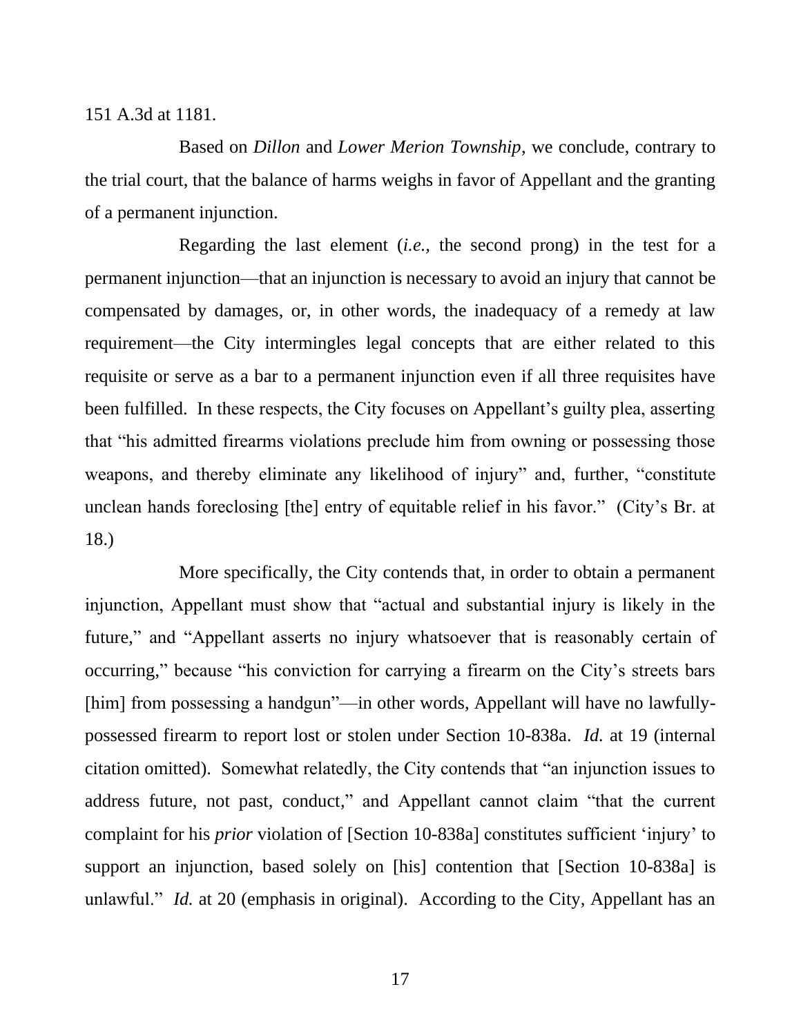151 A.3d at 1181.

Based on *Dillon* and *Lower Merion Township*, we conclude, contrary to the trial court, that the balance of harms weighs in favor of Appellant and the granting of a permanent injunction.

Regarding the last element (*i.e.*, the second prong) in the test for a permanent injunction—that an injunction is necessary to avoid an injury that cannot be compensated by damages, or, in other words, the inadequacy of a remedy at law requirement—the City intermingles legal concepts that are either related to this requisite or serve as a bar to a permanent injunction even if all three requisites have been fulfilled. In these respects, the City focuses on Appellant's guilty plea, asserting that "his admitted firearms violations preclude him from owning or possessing those weapons, and thereby eliminate any likelihood of injury" and, further, "constitute unclean hands foreclosing [the] entry of equitable relief in his favor." (City's Br. at 18.)

More specifically, the City contends that, in order to obtain a permanent injunction, Appellant must show that "actual and substantial injury is likely in the future," and "Appellant asserts no injury whatsoever that is reasonably certain of occurring," because "his conviction for carrying a firearm on the City's streets bars [him] from possessing a handgun"—in other words, Appellant will have no lawfully-possessed firearm to report lost or stolen under Section 10-838a. *Id.* at 19 (internal citation omitted). Somewhat relatedly, the City contends that "an injunction issues to address future, not past, conduct," and Appellant cannot claim "that the current complaint for his *prior* violation of [Section 10-838a] constitutes sufficient 'injury' to support an injunction, based solely on [his] contention that [Section 10-838a] is unlawful." *Id.* at 20 (emphasis in original). According to the City, Appellant has an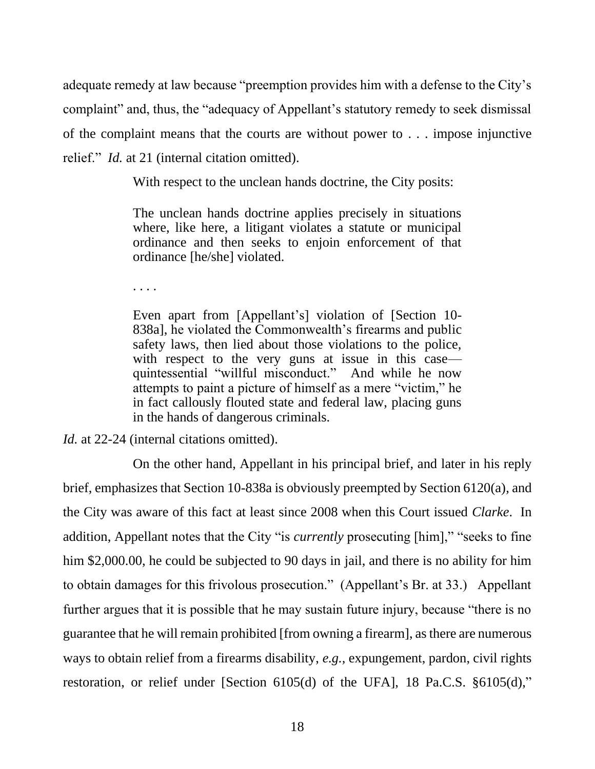adequate remedy at law because "preemption provides him with a defense to the City's complaint" and, thus, the "adequacy of Appellant's statutory remedy to seek dismissal of the complaint means that the courts are without power to . . . impose injunctive relief." *Id.* at 21 (internal citation omitted).

With respect to the unclean hands doctrine, the City posits:

> The unclean hands doctrine applies precisely in situations where, like here, a litigant violates a statute or municipal ordinance and then seeks to enjoin enforcement of that ordinance [he/she] violated.
>
> . . . .
>
> Even apart from [Appellant's] violation of [Section 10-838a], he violated the Commonwealth's firearms and public safety laws, then lied about those violations to the police, with respect to the very guns at issue in this case—quintessential "willful misconduct." And while he now attempts to paint a picture of himself as a mere "victim," he in fact callously flouted state and federal law, placing guns in the hands of dangerous criminals.

*Id.* at 22-24 (internal citations omitted).

On the other hand, Appellant in his principal brief, and later in his reply brief, emphasizes that Section 10-838a is obviously preempted by Section 6120(a), and the City was aware of this fact at least since 2008 when this Court issued *Clarke*. In addition, Appellant notes that the City "is *currently* prosecuting [him]," "seeks to fine him \$2,000.00, he could be subjected to 90 days in jail, and there is no ability for him to obtain damages for this frivolous prosecution." (Appellant's Br. at 33.) Appellant further argues that it is possible that he may sustain future injury, because "there is no guarantee that he will remain prohibited [from owning a firearm], as there are numerous ways to obtain relief from a firearms disability, *e.g.*, expungement, pardon, civil rights restoration, or relief under [Section 6105(d) of the UFA], 18 Pa.C.S. §6105(d),"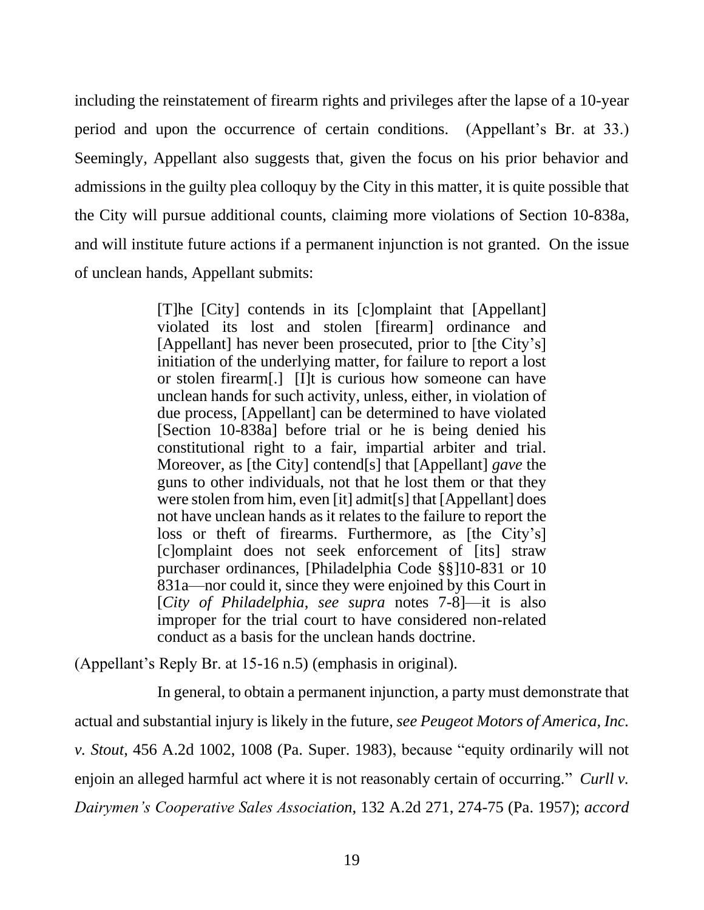including the reinstatement of firearm rights and privileges after the lapse of a 10-year period and upon the occurrence of certain conditions. (Appellant's Br. at 33.) Seemingly, Appellant also suggests that, given the focus on his prior behavior and admissions in the guilty plea colloquy by the City in this matter, it is quite possible that the City will pursue additional counts, claiming more violations of Section 10-838a, and will institute future actions if a permanent injunction is not granted. On the issue of unclean hands, Appellant submits:

> [T]he [City] contends in its [c]omplaint that [Appellant] violated its lost and stolen [firearm] ordinance and [Appellant] has never been prosecuted, prior to [the City's] initiation of the underlying matter, for failure to report a lost or stolen firearm[.] [I]t is curious how someone can have unclean hands for such activity, unless, either, in violation of due process, [Appellant] can be determined to have violated [Section 10-838a] before trial or he is being denied his constitutional right to a fair, impartial arbiter and trial. Moreover, as [the City] contend[s] that [Appellant] *gave* the guns to other individuals, not that he lost them or that they were stolen from him, even [it] admit[s] that [Appellant] does not have unclean hands as it relates to the failure to report the loss or theft of firearms. Furthermore, as [the City's] [c]omplaint does not seek enforcement of [its] straw purchaser ordinances, [Philadelphia Code §§]10-831 or 10 831a—nor could it, since they were enjoined by this Court in [*City of Philadelphia*, *see supra* notes 7-8]—it is also improper for the trial court to have considered non-related conduct as a basis for the unclean hands doctrine.

(Appellant's Reply Br. at 15-16 n.5) (emphasis in original).

In general, to obtain a permanent injunction, a party must demonstrate that actual and substantial injury is likely in the future, *see Peugeot Motors of America, Inc. v. Stout*, 456 A.2d 1002, 1008 (Pa. Super. 1983), because "equity ordinarily will not enjoin an alleged harmful act where it is not reasonably certain of occurring." *Curll v. Dairymen's Cooperative Sales Association*, 132 A.2d 271, 274-75 (Pa. 1957); *accord*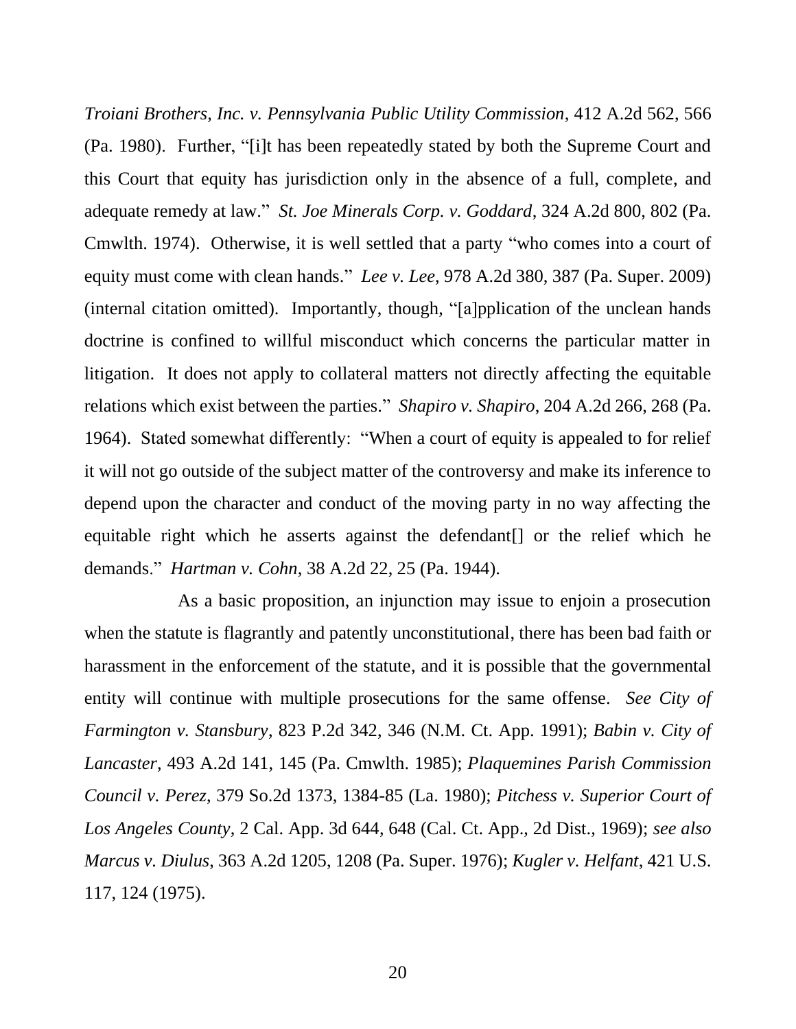*Troiani Brothers, Inc. v. Pennsylvania Public Utility Commission*, 412 A.2d 562, 566 (Pa. 1980). Further, "[i]t has been repeatedly stated by both the Supreme Court and this Court that equity has jurisdiction only in the absence of a full, complete, and adequate remedy at law." *St. Joe Minerals Corp. v. Goddard*, 324 A.2d 800, 802 (Pa. Cmwlth. 1974). Otherwise, it is well settled that a party "who comes into a court of equity must come with clean hands." *Lee v. Lee*, 978 A.2d 380, 387 (Pa. Super. 2009) (internal citation omitted). Importantly, though, "[a]pplication of the unclean hands doctrine is confined to willful misconduct which concerns the particular matter in litigation. It does not apply to collateral matters not directly affecting the equitable relations which exist between the parties." *Shapiro v. Shapiro*, 204 A.2d 266, 268 (Pa. 1964). Stated somewhat differently: "When a court of equity is appealed to for relief it will not go outside of the subject matter of the controversy and make its inference to depend upon the character and conduct of the moving party in no way affecting the equitable right which he asserts against the defendant[] or the relief which he demands." *Hartman v. Cohn*, 38 A.2d 22, 25 (Pa. 1944).

As a basic proposition, an injunction may issue to enjoin a prosecution when the statute is flagrantly and patently unconstitutional, there has been bad faith or harassment in the enforcement of the statute, and it is possible that the governmental entity will continue with multiple prosecutions for the same offense. *See City of Farmington v. Stansbury*, 823 P.2d 342, 346 (N.M. Ct. App. 1991); *Babin v. City of Lancaster*, 493 A.2d 141, 145 (Pa. Cmwlth. 1985); *Plaquemines Parish Commission Council v. Perez*, 379 So.2d 1373, 1384-85 (La. 1980); *Pitchess v. Superior Court of Los Angeles County*, 2 Cal. App. 3d 644, 648 (Cal. Ct. App., 2d Dist., 1969); *see also Marcus v. Diulus*, 363 A.2d 1205, 1208 (Pa. Super. 1976); *Kugler v. Helfant*, 421 U.S. 117, 124 (1975).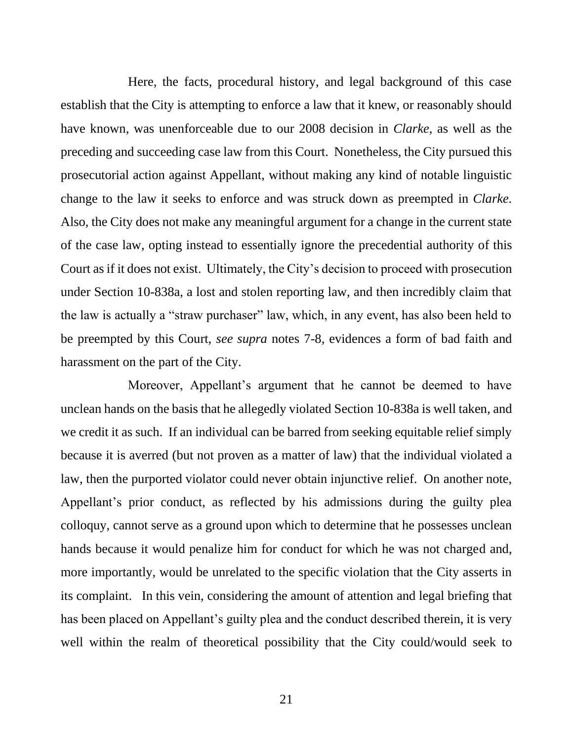Here, the facts, procedural history, and legal background of this case establish that the City is attempting to enforce a law that it knew, or reasonably should have known, was unenforceable due to our 2008 decision in *Clarke*, as well as the preceding and succeeding case law from this Court. Nonetheless, the City pursued this prosecutorial action against Appellant, without making any kind of notable linguistic change to the law it seeks to enforce and was struck down as preempted in *Clarke*. Also, the City does not make any meaningful argument for a change in the current state of the case law, opting instead to essentially ignore the precedential authority of this Court as if it does not exist. Ultimately, the City's decision to proceed with prosecution under Section 10-838a, a lost and stolen reporting law, and then incredibly claim that the law is actually a "straw purchaser" law, which, in any event, has also been held to be preempted by this Court, *see supra* notes 7-8, evidences a form of bad faith and harassment on the part of the City.

Moreover, Appellant's argument that he cannot be deemed to have unclean hands on the basis that he allegedly violated Section 10-838a is well taken, and we credit it as such. If an individual can be barred from seeking equitable relief simply because it is averred (but not proven as a matter of law) that the individual violated a law, then the purported violator could never obtain injunctive relief. On another note, Appellant's prior conduct, as reflected by his admissions during the guilty plea colloquy, cannot serve as a ground upon which to determine that he possesses unclean hands because it would penalize him for conduct for which he was not charged and, more importantly, would be unrelated to the specific violation that the City asserts in its complaint. In this vein, considering the amount of attention and legal briefing that has been placed on Appellant's guilty plea and the conduct described therein, it is very well within the realm of theoretical possibility that the City could/would seek to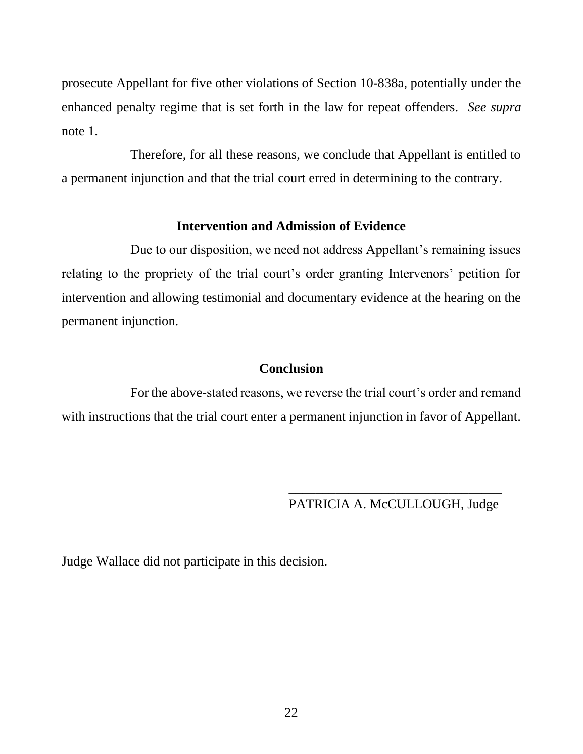prosecute Appellant for five other violations of Section 10-838a, potentially under the enhanced penalty regime that is set forth in the law for repeat offenders. *See supra* note 1.

Therefore, for all these reasons, we conclude that Appellant is entitled to a permanent injunction and that the trial court erred in determining to the contrary.

**Intervention and Admission of Evidence**

Due to our disposition, we need not address Appellant's remaining issues relating to the propriety of the trial court's order granting Intervenors' petition for intervention and allowing testimonial and documentary evidence at the hearing on the permanent injunction.

**Conclusion**

For the above-stated reasons, we reverse the trial court's order and remand with instructions that the trial court enter a permanent injunction in favor of Appellant.

\_\_\_\_\_\_\_\_\_\_\_\_\_\_\_\_\_\_\_\_\_\_\_\_\_\_\_\_\_\_\_\_
PATRICIA A. McCULLOUGH, Judge

Judge Wallace did not participate in this decision.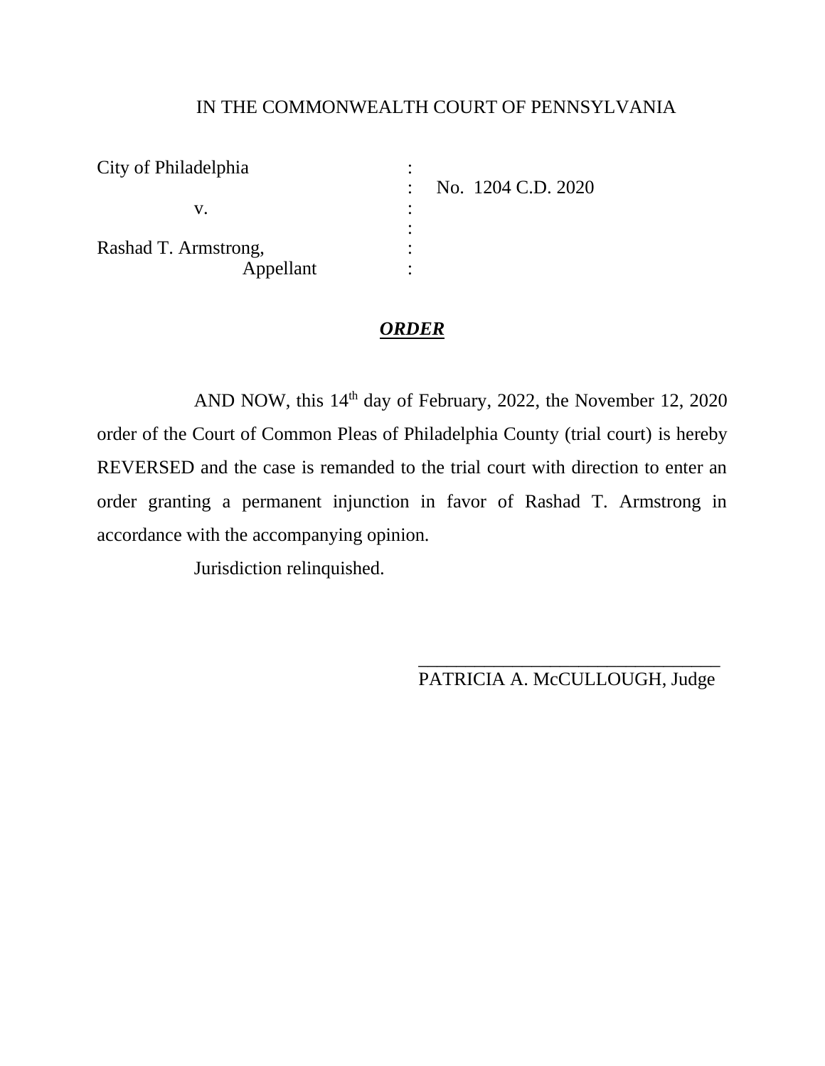IN THE COMMONWEALTH COURT OF PENNSYLVANIA

| | | |
|---|---|---|
| City of Philadelphia | : | |
| | : | No. 1204 C.D. 2020 |
| v. | : | |
| | : | |
| Rashad T. Armstrong, | : | |
| Appellant | : | |

## ***ORDER***

AND NOW, this 14th day of February, 2022, the November 12, 2020 order of the Court of Common Pleas of Philadelphia County (trial court) is hereby REVERSED and the case is remanded to the trial court with direction to enter an order granting a permanent injunction in favor of Rashad T. Armstrong in accordance with the accompanying opinion.

Jurisdiction relinquished.

\_\_\_\_\_\_\_\_\_\_\_\_\_\_\_\_\_\_\_\_\_\_\_\_\_\_\_\_\_\_\_\_\_\_
PATRICIA A. McCULLOUGH, Judge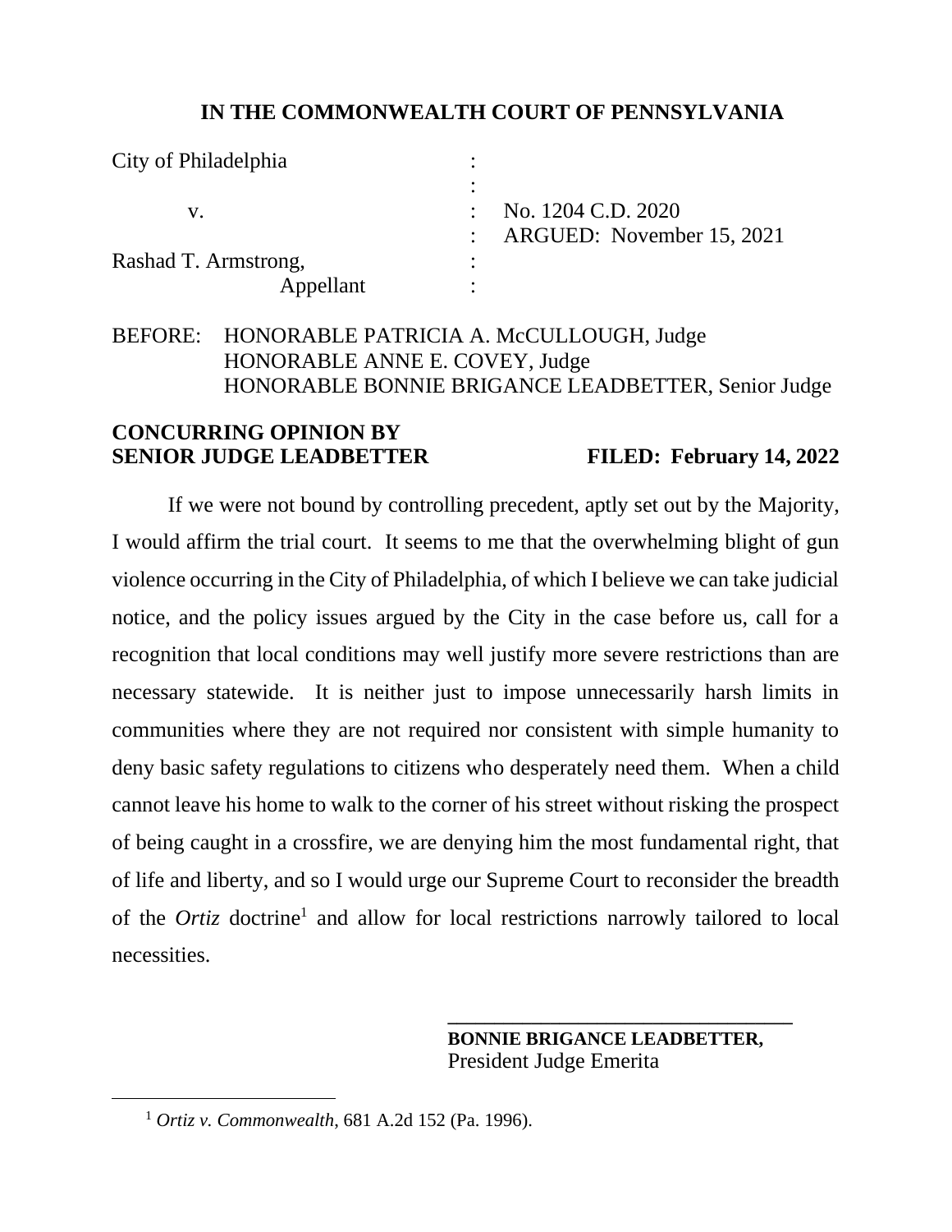**IN THE COMMONWEALTH COURT OF PENNSYLVANIA**

| | | |
|---|---|---|
| City of Philadelphia | : | |
| | : | |
| v. | : | No. 1204 C.D. 2020 |
| | : | ARGUED: November 15, 2021 |
| Rashad T. Armstrong, | : | |
| Appellant | : | |

BEFORE: HONORABLE PATRICIA A. McCULLOUGH, Judge
HONORABLE ANNE E. COVEY, Judge
HONORABLE BONNIE BRIGANCE LEADBETTER, Senior Judge

**CONCURRING OPINION BY SENIOR JUDGE LEADBETTER** **FILED: February 14, 2022**

If we were not bound by controlling precedent, aptly set out by the Majority, I would affirm the trial court. It seems to me that the overwhelming blight of gun violence occurring in the City of Philadelphia, of which I believe we can take judicial notice, and the policy issues argued by the City in the case before us, call for a recognition that local conditions may well justify more severe restrictions than are necessary statewide. It is neither just to impose unnecessarily harsh limits in communities where they are not required nor consistent with simple humanity to deny basic safety regulations to citizens who desperately need them. When a child cannot leave his home to walk to the corner of his street without risking the prospect of being caught in a crossfire, we are denying him the most fundamental right, that of life and liberty, and so I would urge our Supreme Court to reconsider the breadth of the *Ortiz* doctrine[1] and allow for local restrictions narrowly tailored to local necessities.

**BONNIE BRIGANCE LEADBETTER,**
President Judge Emerita

[1] *Ortiz v. Commonwealth*, 681 A.2d 152 (Pa. 1996).